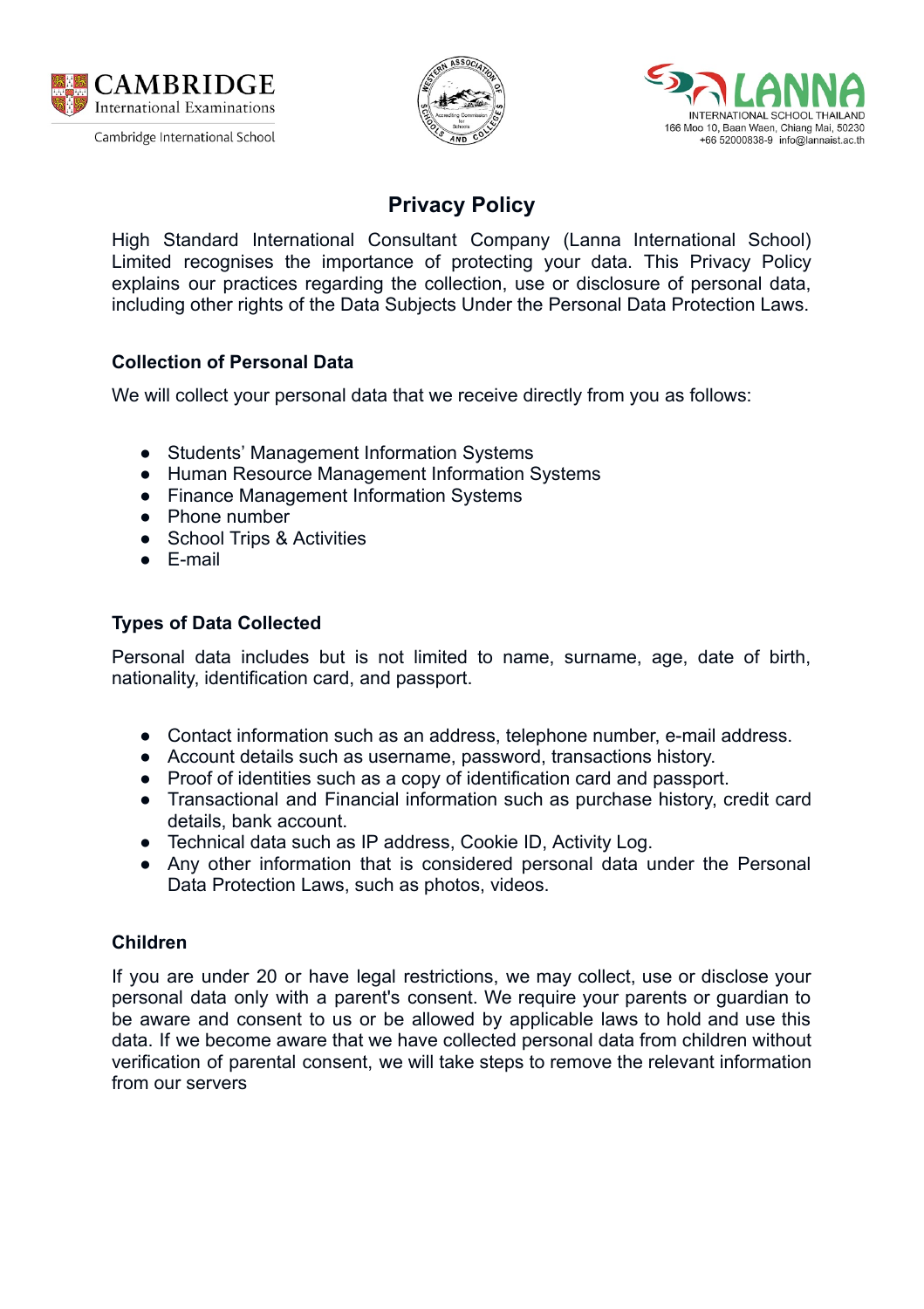CAMBRIDGE International Examinations

Cambridge International School

LANNA INTERNATIONAL SCHOOL THAILAND
166 Moo 10, Baan Waen, Chiang Mai, 50230
+66 52000838-9 info@lannaist.ac.th

# Privacy Policy

High Standard International Consultant Company (Lanna International School) Limited recognises the importance of protecting your data. This Privacy Policy explains our practices regarding the collection, use or disclosure of personal data, including other rights of the Data Subjects Under the Personal Data Protection Laws.

### Collection of Personal Data

We will collect your personal data that we receive directly from you as follows:

- Students' Management Information Systems
- Human Resource Management Information Systems
- Finance Management Information Systems
- Phone number
- School Trips & Activities
- E-mail

### Types of Data Collected

Personal data includes but is not limited to name, surname, age, date of birth, nationality, identification card, and passport.

- Contact information such as an address, telephone number, e-mail address.
- Account details such as username, password, transactions history.
- Proof of identities such as a copy of identification card and passport.
- Transactional and Financial information such as purchase history, credit card details, bank account.
- Technical data such as IP address, Cookie ID, Activity Log.
- Any other information that is considered personal data under the Personal Data Protection Laws, such as photos, videos.

### Children

If you are under 20 or have legal restrictions, we may collect, use or disclose your personal data only with a parent's consent. We require your parents or guardian to be aware and consent to us or be allowed by applicable laws to hold and use this data. If we become aware that we have collected personal data from children without verification of parental consent, we will take steps to remove the relevant information from our servers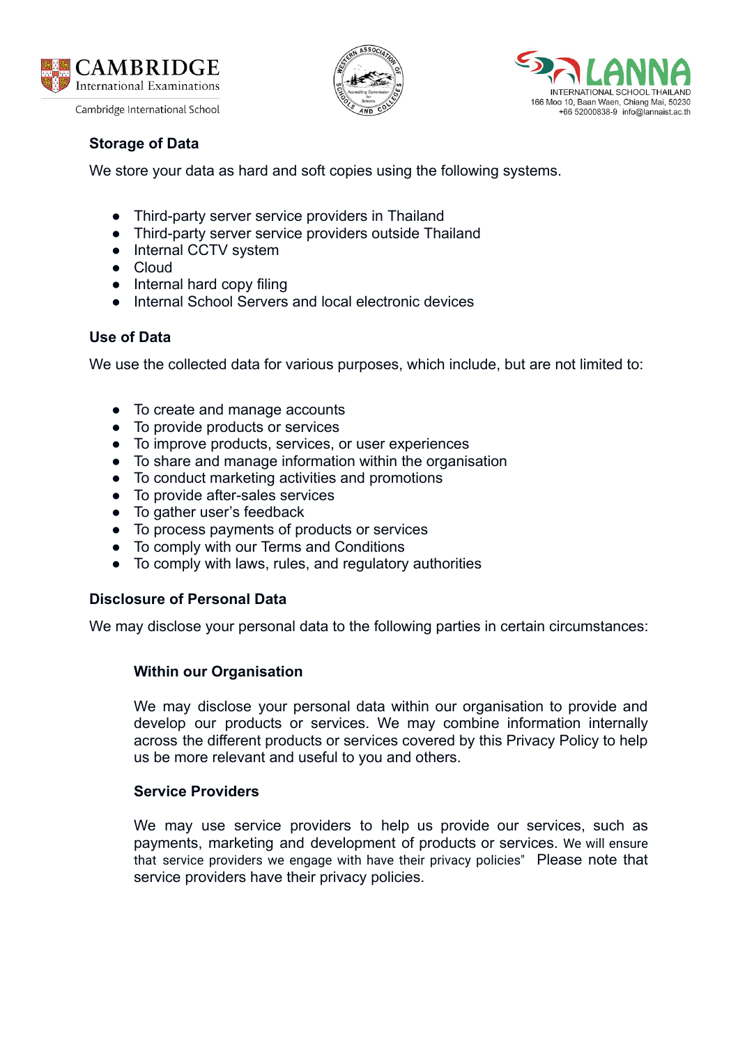### Storage of Data

We store your data as hard and soft copies using the following systems.

- Third-party server service providers in Thailand
- Third-party server service providers outside Thailand
- Internal CCTV system
- Cloud
- Internal hard copy filing
- Internal School Servers and local electronic devices

### Use of Data

We use the collected data for various purposes, which include, but are not limited to:

- To create and manage accounts
- To provide products or services
- To improve products, services, or user experiences
- To share and manage information within the organisation
- To conduct marketing activities and promotions
- To provide after-sales services
- To gather user's feedback
- To process payments of products or services
- To comply with our Terms and Conditions
- To comply with laws, rules, and regulatory authorities

### Disclosure of Personal Data

We may disclose your personal data to the following parties in certain circumstances:

#### Within our Organisation

We may disclose your personal data within our organisation to provide and develop our products or services. We may combine information internally across the different products or services covered by this Privacy Policy to help us be more relevant and useful to you and others.

#### Service Providers

We may use service providers to help us provide our services, such as payments, marketing and development of products or services. We will ensure that service providers we engage with have their privacy policies" Please note that service providers have their privacy policies.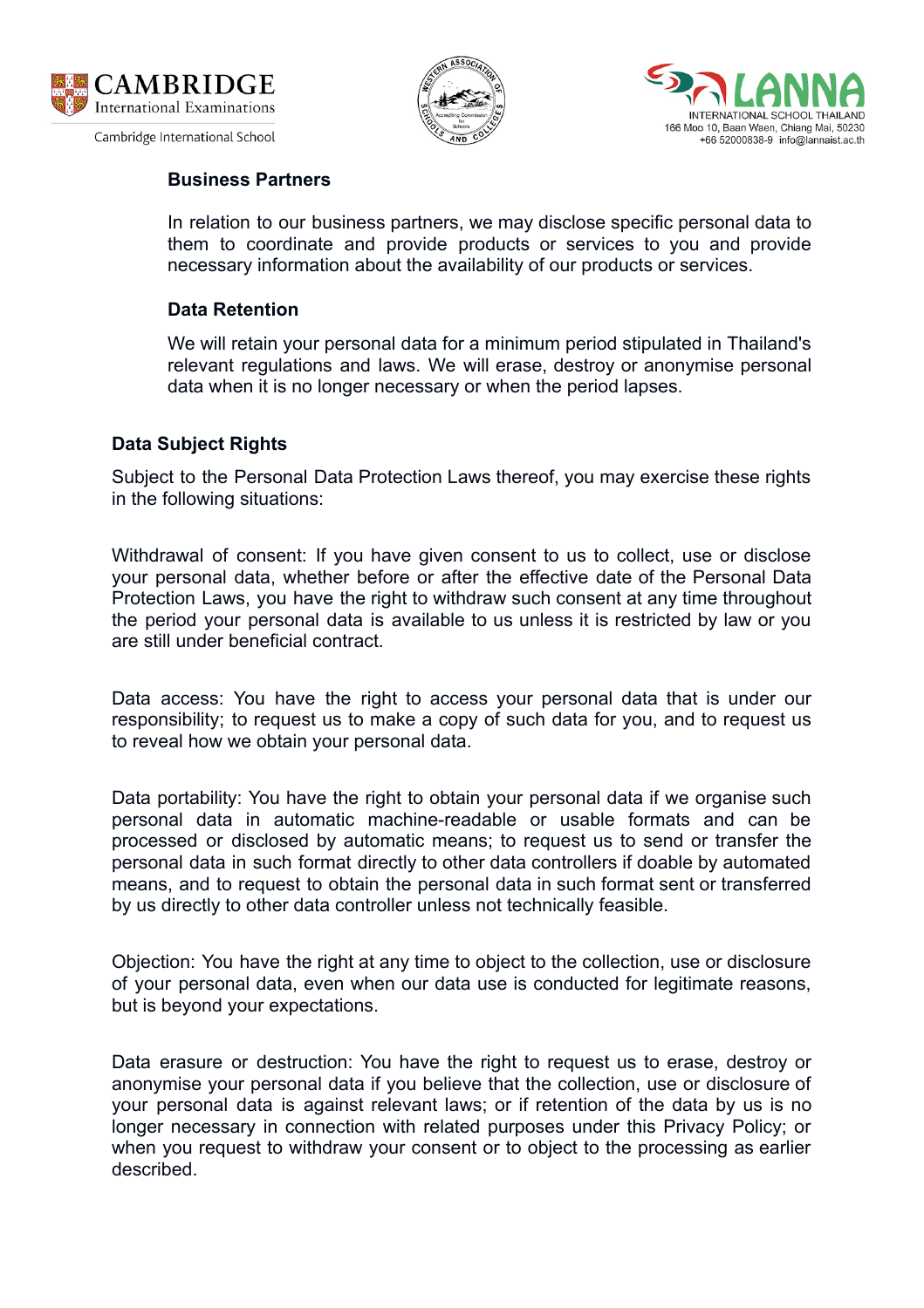### Business Partners

In relation to our business partners, we may disclose specific personal data to them to coordinate and provide products or services to you and provide necessary information about the availability of our products or services.

### Data Retention

We will retain your personal data for a minimum period stipulated in Thailand's relevant regulations and laws. We will erase, destroy or anonymise personal data when it is no longer necessary or when the period lapses.

## Data Subject Rights

Subject to the Personal Data Protection Laws thereof, you may exercise these rights in the following situations:

Withdrawal of consent: If you have given consent to us to collect, use or disclose your personal data, whether before or after the effective date of the Personal Data Protection Laws, you have the right to withdraw such consent at any time throughout the period your personal data is available to us unless it is restricted by law or you are still under beneficial contract.

Data access: You have the right to access your personal data that is under our responsibility; to request us to make a copy of such data for you, and to request us to reveal how we obtain your personal data.

Data portability: You have the right to obtain your personal data if we organise such personal data in automatic machine-readable or usable formats and can be processed or disclosed by automatic means; to request us to send or transfer the personal data in such format directly to other data controllers if doable by automated means, and to request to obtain the personal data in such format sent or transferred by us directly to other data controller unless not technically feasible.

Objection: You have the right at any time to object to the collection, use or disclosure of your personal data, even when our data use is conducted for legitimate reasons, but is beyond your expectations.

Data erasure or destruction: You have the right to request us to erase, destroy or anonymise your personal data if you believe that the collection, use or disclosure of your personal data is against relevant laws; or if retention of the data by us is no longer necessary in connection with related purposes under this Privacy Policy; or when you request to withdraw your consent or to object to the processing as earlier described.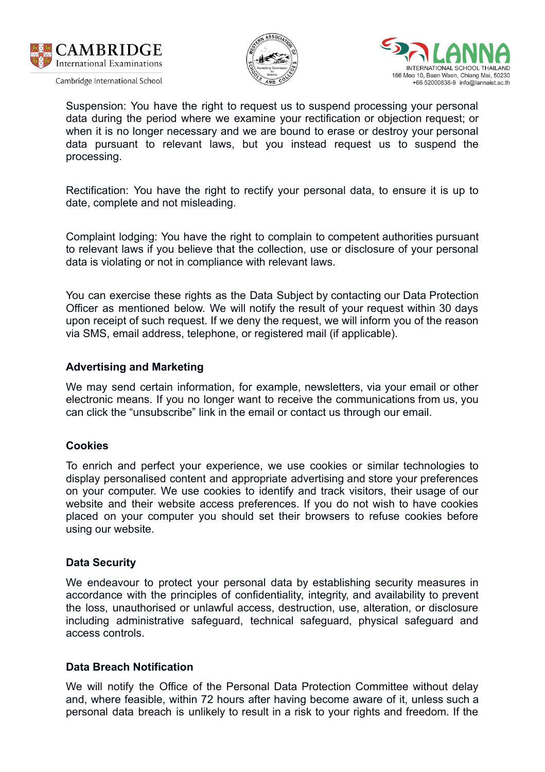Suspension: You have the right to request us to suspend processing your personal data during the period where we examine your rectification or objection request; or when it is no longer necessary and we are bound to erase or destroy your personal data pursuant to relevant laws, but you instead request us to suspend the processing.

Rectification: You have the right to rectify your personal data, to ensure it is up to date, complete and not misleading.

Complaint lodging: You have the right to complain to competent authorities pursuant to relevant laws if you believe that the collection, use or disclosure of your personal data is violating or not in compliance with relevant laws.

You can exercise these rights as the Data Subject by contacting our Data Protection Officer as mentioned below. We will notify the result of your request within 30 days upon receipt of such request. If we deny the request, we will inform you of the reason via SMS, email address, telephone, or registered mail (if applicable).

**Advertising and Marketing**

We may send certain information, for example, newsletters, via your email or other electronic means. If you no longer want to receive the communications from us, you can click the "unsubscribe" link in the email or contact us through our email.

**Cookies**

To enrich and perfect your experience, we use cookies or similar technologies to display personalised content and appropriate advertising and store your preferences on your computer. We use cookies to identify and track visitors, their usage of our website and their website access preferences. If you do not wish to have cookies placed on your computer you should set their browsers to refuse cookies before using our website.

**Data Security**

We endeavour to protect your personal data by establishing security measures in accordance with the principles of confidentiality, integrity, and availability to prevent the loss, unauthorised or unlawful access, destruction, use, alteration, or disclosure including administrative safeguard, technical safeguard, physical safeguard and access controls.

**Data Breach Notification**

We will notify the Office of the Personal Data Protection Committee without delay and, where feasible, within 72 hours after having become aware of it, unless such a personal data breach is unlikely to result in a risk to your rights and freedom. If the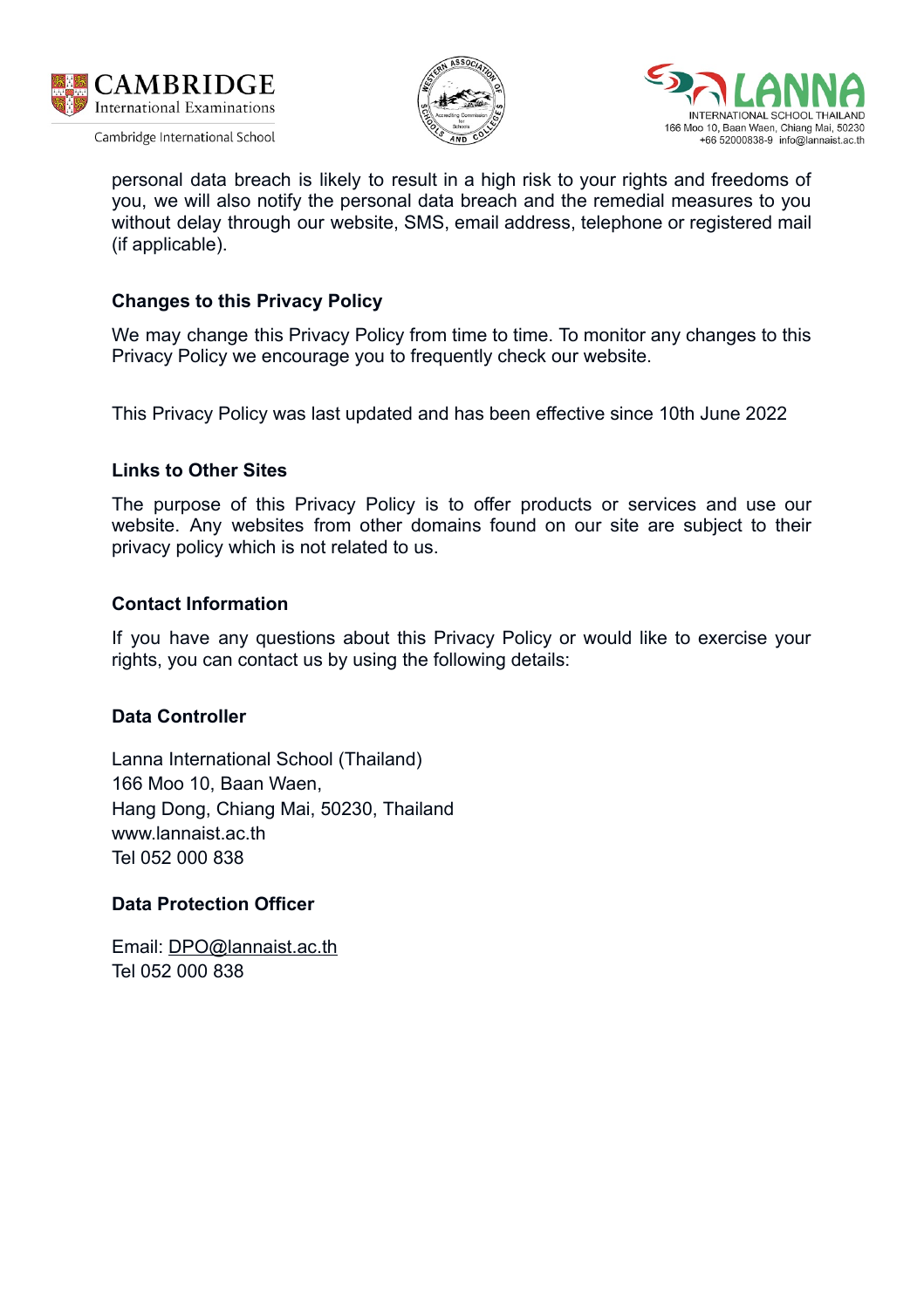personal data breach is likely to result in a high risk to your rights and freedoms of you, we will also notify the personal data breach and the remedial measures to you without delay through our website, SMS, email address, telephone or registered mail (if applicable).

**Changes to this Privacy Policy**

We may change this Privacy Policy from time to time. To monitor any changes to this Privacy Policy we encourage you to frequently check our website.

This Privacy Policy was last updated and has been effective since 10th June 2022

**Links to Other Sites**

The purpose of this Privacy Policy is to offer products or services and use our website. Any websites from other domains found on our site are subject to their privacy policy which is not related to us.

**Contact Information**

If you have any questions about this Privacy Policy or would like to exercise your rights, you can contact us by using the following details:

**Data Controller**

Lanna International School (Thailand)
166 Moo 10, Baan Waen,
Hang Dong, Chiang Mai, 50230, Thailand
www.lannaist.ac.th
Tel 052 000 838

**Data Protection Officer**

Email: DPO@lannaist.ac.th
Tel 052 000 838